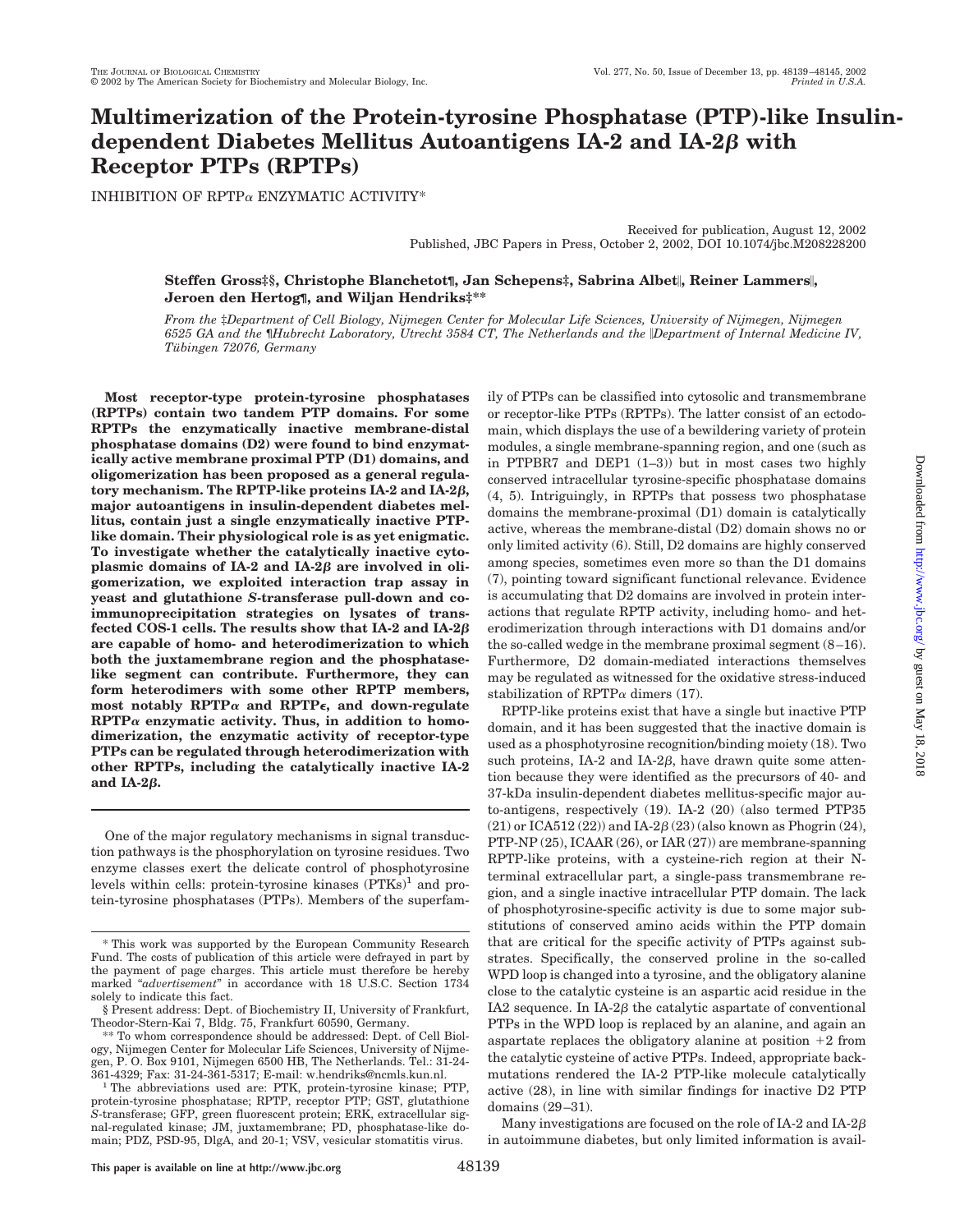# Multimerization of the Protein-tyrosine Phosphatase (PTP)-like Insulin-dependent Diabetes Mellitus Autoantigens IA-2 and IA-2β with Receptor PTPs (RPTPs)

INHIBITION OF RPTPα ENZYMATIC ACTIVITY*

Received for publication, August 12, 2002
Published, JBC Papers in Press, October 2, 2002, DOI 10.1074/jbc.M208228200

**Steffen Gross‡§, Christophe Blanchetot¶, Jan Schepens‡, Sabrina Albet‖, Reiner Lammers‖, Jeroen den Hertog¶, and Wiljan Hendriks‡****

*From the ‡Department of Cell Biology, Nijmegen Center for Molecular Life Sciences, University of Nijmegen, Nijmegen 6525 GA and the ¶Hubrecht Laboratory, Utrecht 3584 CT, The Netherlands and the ‖Department of Internal Medicine IV, Tübingen 72076, Germany*

**Most receptor-type protein-tyrosine phosphatases (RPTPs) contain two tandem PTP domains. For some RPTPs the enzymatically inactive membrane-distal phosphatase domains (D2) were found to bind enzymatically active membrane proximal PTP (D1) domains, and oligomerization has been proposed as a general regulatory mechanism. The RPTP-like proteins IA-2 and IA-2β, major autoantigens in insulin-dependent diabetes mellitus, contain just a single enzymatically inactive PTP-like domain. Their physiological role is as yet enigmatic. To investigate whether the catalytically inactive cytoplasmic domains of IA-2 and IA-2β are involved in oligomerization, we exploited interaction trap assay in yeast and glutathione *S*-transferase pull-down and co-immunoprecipitation strategies on lysates of transfected COS-1 cells. The results show that IA-2 and IA-2β are capable of homo- and heterodimerization to which both the juxtamembrane region and the phosphatase-like segment can contribute. Furthermore, they can form heterodimers with some other RPTP members, most notably RPTPα and RPTPε, and down-regulate RPTPα enzymatic activity. Thus, in addition to homodimerization, the enzymatic activity of receptor-type PTPs can be regulated through heterodimerization with other RPTPs, including the catalytically inactive IA-2 and IA-2β.**

One of the major regulatory mechanisms in signal transduction pathways is the phosphorylation on tyrosine residues. Two enzyme classes exert the delicate control of phosphotyrosine levels within cells: protein-tyrosine kinases (PTKs)[1] and protein-tyrosine phosphatases (PTPs). Members of the superfamily of PTPs can be classified into cytosolic and transmembrane or receptor-like PTPs (RPTPs). The latter consist of an ectodomain, which displays the use of a bewildering variety of protein modules, a single membrane-spanning region, and one (such as in PTPBR7 and DEP1 (1–3)) but in most cases two highly conserved intracellular tyrosine-specific phosphatase domains (4, 5). Intriguingly, in RPTPs that possess two phosphatase domains the membrane-proximal (D1) domain is catalytically active, whereas the membrane-distal (D2) domain shows no or only limited activity (6). Still, D2 domains are highly conserved among species, sometimes even more so than the D1 domains (7), pointing toward significant functional relevance. Evidence is accumulating that D2 domains are involved in protein interactions that regulate RPTP activity, including homo- and heterodimerization through interactions with D1 domains and/or the so-called wedge in the membrane proximal segment (8–16). Furthermore, D2 domain-mediated interactions themselves may be regulated as witnessed for the oxidative stress-induced stabilization of RPTPα dimers (17).

RPTP-like proteins exist that have a single but inactive PTP domain, and it has been suggested that the inactive domain is used as a phosphotyrosine recognition/binding moiety (18). Two such proteins, IA-2 and IA-2β, have drawn quite some attention because they were identified as the precursors of 40- and 37-kDa insulin-dependent diabetes mellitus-specific major autoantigens, respectively (19). IA-2 (20) (also termed PTP35 (21) or ICA512 (22)) and IA-2β (23) (also known as Phogrin (24), PTP-NP (25), ICAAR (26), or IAR (27)) are membrane-spanning RPTP-like proteins, with a cysteine-rich region at their N-terminal extracellular part, a single-pass transmembrane region, and a single inactive intracellular PTP domain. The lack of phosphotyrosine-specific activity is due to some major substitutions of conserved amino acids within the PTP domain that are critical for the specific activity of PTPs against substrates. Specifically, the conserved proline in the so-called WPD loop is changed into a tyrosine, and the obligatory alanine close to the catalytic cysteine is an aspartic acid residue in the IA2 sequence. In IA-2β the catalytic aspartate of conventional PTPs in the WPD loop is replaced by an alanine, and again an aspartate replaces the obligatory alanine at position +2 from the catalytic cysteine of active PTPs. Indeed, appropriate backmutations rendered the IA-2 PTP-like molecule catalytically active (28), in line with similar findings for inactive D2 PTP domains (29–31).

Many investigations are focused on the role of IA-2 and IA-2β in autoimmune diabetes, but only limited information is avail-

\* This work was supported by the European Community Research Fund. The costs of publication of this article were defrayed in part by the payment of page charges. This article must therefore be hereby marked "*advertisement*" in accordance with 18 U.S.C. Section 1734 solely to indicate this fact.

§ Present address: Dept. of Biochemistry II, University of Frankfurt, Theodor-Stern-Kai 7, Bldg. 75, Frankfurt 60590, Germany.

** To whom correspondence should be addressed: Dept. of Cell Biology, Nijmegen Center for Molecular Life Sciences, University of Nijmegen, P. O. Box 9101, Nijmegen 6500 HB, The Netherlands. Tel.: 31-24-361-4329; Fax: 31-24-361-5317; E-mail: w.hendriks@ncmls.kun.nl.

[1] The abbreviations used are: PTK, protein-tyrosine kinase; PTP, protein-tyrosine phosphatase; RPTP, receptor PTP; GST, glutathione *S*-transferase; GFP, green fluorescent protein; ERK, extracellular signal-regulated kinase; JM, juxtamembrane; PD, phosphatase-like domain; PDZ, PSD-95, DlgA, and 20-1; VSV, vesicular stomatitis virus.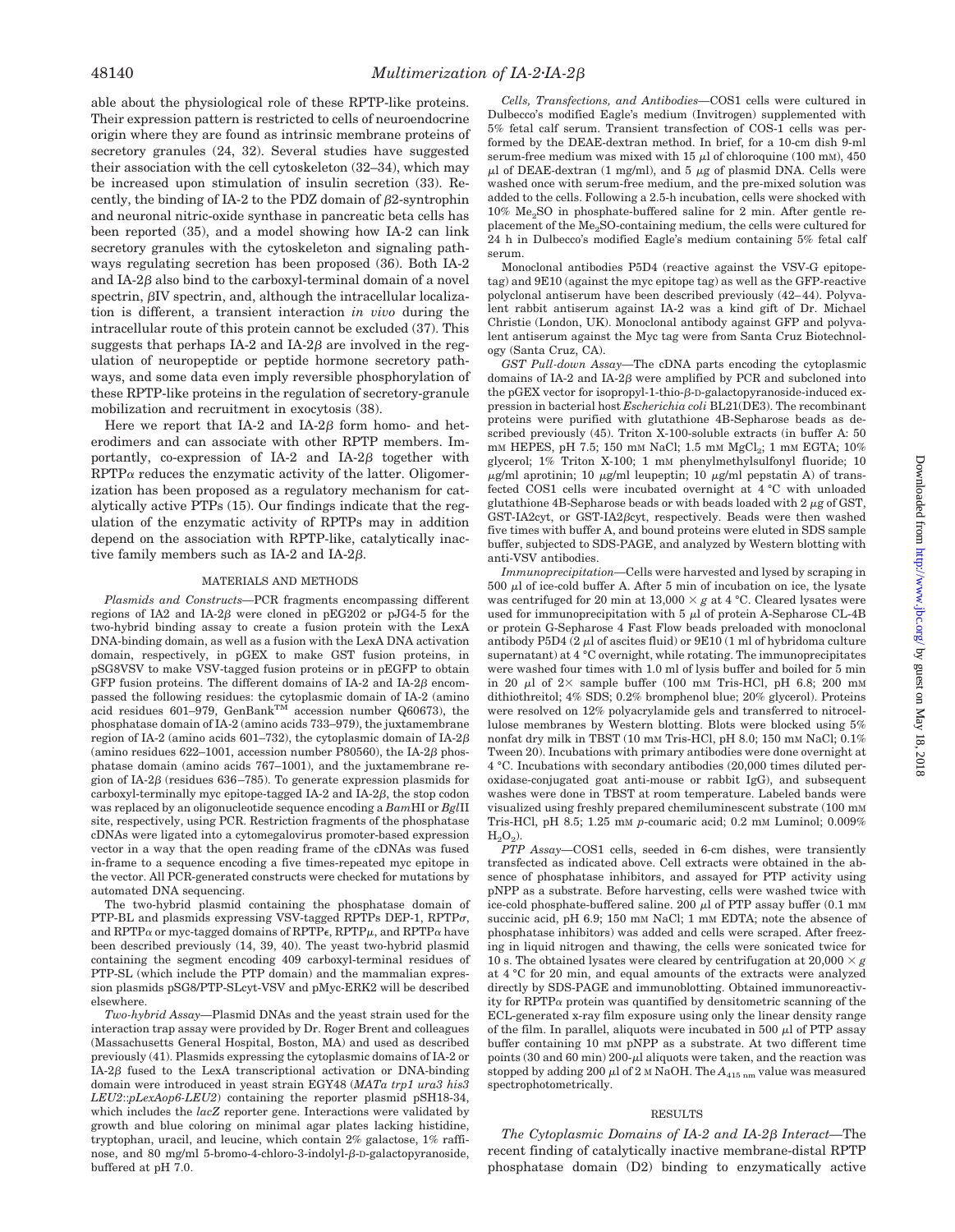able about the physiological role of these RPTP-like proteins. Their expression pattern is restricted to cells of neuroendocrine origin where they are found as intrinsic membrane proteins of secretory granules (24, 32). Several studies have suggested their association with the cell cytoskeleton (32–34), which may be increased upon stimulation of insulin secretion (33). Recently, the binding of IA-2 to the PDZ domain of β2-syntrophin and neuronal nitric-oxide synthase in pancreatic beta cells has been reported (35), and a model showing how IA-2 can link secretory granules with the cytoskeleton and signaling pathways regulating secretion has been proposed (36). Both IA-2 and IA-2β also bind to the carboxyl-terminal domain of a novel spectrin, βIV spectrin, and, although the intracellular localization is different, a transient interaction *in vivo* during the intracellular route of this protein cannot be excluded (37). This suggests that perhaps IA-2 and IA-2β are involved in the regulation of neuropeptide or peptide hormone secretory pathways, and some data even imply reversible phosphorylation of these RPTP-like proteins in the regulation of secretory-granule mobilization and recruitment in exocytosis (38).

Here we report that IA-2 and IA-2β form homo- and heterodimers and can associate with other RPTP members. Importantly, co-expression of IA-2 and IA-2β together with RPTPα reduces the enzymatic activity of the latter. Oligomerization has been proposed as a regulatory mechanism for catalytically active PTPs (15). Our findings indicate that the regulation of the enzymatic activity of RPTPs may in addition depend on the association with RPTP-like, catalytically inactive family members such as IA-2 and IA-2β.

## MATERIALS AND METHODS

*Plasmids and Constructs*—PCR fragments encompassing different regions of IA2 and IA-2β were cloned in pEG202 or pJG4-5 for the two-hybrid binding assay to create a fusion protein with the LexA DNA-binding domain, as well as a fusion with the LexA DNA activation domain, respectively, in pGEX to make GST fusion proteins, in pSG8VSV to make VSV-tagged fusion proteins or in pEGFP to obtain GFP fusion proteins. The different domains of IA-2 and IA-2β encompassed the following residues: the cytoplasmic domain of IA-2 (amino acid residues 601–979, GenBank™ accession number Q60673), the phosphatase domain of IA-2 (amino acids 733–979), the juxtamembrane region of IA-2 (amino acids 601–732), the cytoplasmic domain of IA-2β (amino residues 622–1001, accession number P80560), the IA-2β phosphatase domain (amino acids 767–1001), and the juxtamembrane region of IA-2β (residues 636–785). To generate expression plasmids for carboxyl-terminally myc epitope-tagged IA-2 and IA-2β, the stop codon was replaced by an oligonucleotide sequence encoding a *Bam*HI or *Bgl*II site, respectively, using PCR. Restriction fragments of the phosphatase cDNAs were ligated into a cytomegalovirus promoter-based expression vector in a way that the open reading frame of the cDNAs was fused in-frame to a sequence encoding a five times-repeated myc epitope in the vector. All PCR-generated constructs were checked for mutations by automated DNA sequencing.

The two-hybrid plasmid containing the phosphatase domain of PTP-BL and plasmids expressing VSV-tagged RPTPs DEP-1, RPTPσ, and RPTPα or myc-tagged domains of RPTPε, RPTPμ, and RPTPα have been described previously (14, 39, 40). The yeast two-hybrid plasmid containing the segment encoding 409 carboxyl-terminal residues of PTP-SL (which include the PTP domain) and the mammalian expression plasmids pSG8/PTP-SLcyt-VSV and pMyc-ERK2 will be described elsewhere.

*Two-hybrid Assay*—Plasmid DNAs and the yeast strain used for the interaction trap assay were provided by Dr. Roger Brent and colleagues (Massachusetts General Hospital, Boston, MA) and used as described previously (41). Plasmids expressing the cytoplasmic domains of IA-2 or IA-2β fused to the LexA transcriptional activation or DNA-binding domain were introduced in yeast strain EGY48 (*MATa trp1 ura3 his3 LEU2::pLexAop6-LEU2*) containing the reporter plasmid pSH18-34, which includes the *lacZ* reporter gene. Interactions were validated by growth and blue coloring on minimal agar plates lacking histidine, tryptophan, uracil, and leucine, which contain 2% galactose, 1% raffinose, and 80 mg/ml 5-bromo-4-chloro-3-indolyl-β-D-galactopyranoside, buffered at pH 7.0.

*Cells, Transfections, and Antibodies*—COS1 cells were cultured in Dulbecco's modified Eagle's medium (Invitrogen) supplemented with 5% fetal calf serum. Transient transfection of COS-1 cells was performed by the DEAE-dextran method. In brief, for a 10-cm dish 9-ml serum-free medium was mixed with 15 μl of chloroquine (100 mM), 450 μl of DEAE-dextran (1 mg/ml), and 5 μg of plasmid DNA. Cells were washed once with serum-free medium, and the pre-mixed solution was added to the cells. Following a 2.5-h incubation, cells were shocked with 10% $Me_2SO$ in phosphate-buffered saline for 2 min. After gentle replacement of the $Me_2SO$-containing medium, the cells were cultured for 24 h in Dulbecco's modified Eagle's medium containing 5% fetal calf serum.

Monoclonal antibodies P5D4 (reactive against the VSV-G epitope-tag) and 9E10 (against the myc epitope tag) as well as the GFP-reactive polyclonal antiserum have been described previously (42–44). Polyvalent rabbit antiserum against IA-2 was a kind gift of Dr. Michael Christie (London, UK). Monoclonal antibody against GFP and polyvalent antiserum against the Myc tag were from Santa Cruz Biotechnology (Santa Cruz, CA).

*GST Pull-down Assay*—The cDNA parts encoding the cytoplasmic domains of IA-2 and IA-2β were amplified by PCR and subcloned into the pGEX vector for isopropyl-1-thio-β-D-galactopyranoside-induced expression in bacterial host *Escherichia coli* BL21(DE3). The recombinant proteins were purified with glutathione 4B-Sepharose beads as described previously (45). Triton X-100-soluble extracts (in buffer A: 50 mM HEPES, pH 7.5; 150 mM NaCl; 1.5 mM $MgCl_2$; 1 mM EGTA; 10% glycerol; 1% Triton X-100; 1 mM phenylmethylsulfonyl fluoride; 10 μg/ml aprotinin; 10 μg/ml leupeptin; 10 μg/ml pepstatin A) of transfected COS1 cells were incubated overnight at 4 °C with unloaded glutathione 4B-Sepharose beads or with beads loaded with 2 μg of GST, GST-IA2cyt, or GST-IA2βcyt, respectively. Beads were then washed five times with buffer A, and bound proteins were eluted in SDS sample buffer, subjected to SDS-PAGE, and analyzed by Western blotting with anti-VSV antibodies.

*Immunoprecipitation*—Cells were harvested and lysed by scraping in 500 μl of ice-cold buffer A. After 5 min of incubation on ice, the lysate was centrifuged for 20 min at 13,000 × *g* at 4 °C. Cleared lysates were used for immunoprecipitation with 5 μl of protein A-Sepharose CL-4B or protein G-Sepharose 4 Fast Flow beads preloaded with monoclonal antibody P5D4 (2 μl of ascites fluid) or 9E10 (1 ml of hybridoma culture supernatant) at 4 °C overnight, while rotating. The immunoprecipitates were washed four times with 1.0 ml of lysis buffer and boiled for 5 min in 20 μl of 2× sample buffer (100 mM Tris-HCl, pH 6.8; 200 mM dithiothreitol; 4% SDS; 0.2% bromphenol blue; 20% glycerol). Proteins were resolved on 12% polyacrylamide gels and transferred to nitrocellulose membranes by Western blotting. Blots were blocked using 5% nonfat dry milk in TBST (10 mM Tris-HCl, pH 8.0; 150 mM NaCl; 0.1% Tween 20). Incubations with primary antibodies were done overnight at 4 °C. Incubations with secondary antibodies (20,000 times diluted peroxidase-conjugated goat anti-mouse or rabbit IgG), and subsequent washes were done in TBST at room temperature. Labeled bands were visualized using freshly prepared chemiluminescent substrate (100 mM Tris-HCl, pH 8.5; 1.25 mM *p*-coumaric acid; 0.2 mM Luminol; 0.009% $H_2O_2$).

*PTP Assay*—COS1 cells, seeded in 6-cm dishes, were transiently transfected as indicated above. Cell extracts were obtained in the absence of phosphatase inhibitors, and assayed for PTP activity using pNPP as a substrate. Before harvesting, cells were washed twice with ice-cold phosphate-buffered saline. 200 μl of PTP assay buffer (0.1 mM succinic acid, pH 6.9; 150 mM NaCl; 1 mM EDTA; note the absence of phosphatase inhibitors) was added and cells were scraped. After freezing in liquid nitrogen and thawing, the cells were sonicated twice for 10 s. The obtained lysates were cleared by centrifugation at 20,000 × *g* at 4 °C for 20 min, and equal amounts of the extracts were analyzed directly by SDS-PAGE and immunoblotting. Obtained immunoreactivity for RPTPα protein was quantified by densitometric scanning of the ECL-generated x-ray film exposure using only the linear density range of the film. In parallel, aliquots were incubated in 500 μl of PTP assay buffer containing 10 mM pNPP as a substrate. At two different time points (30 and 60 min) 200-μl aliquots were taken, and the reaction was stopped by adding 200 μl of 2 M NaOH. The $A_{415\ nm}$ value was measured spectrophotometrically.

## RESULTS

*The Cytoplasmic Domains of IA-2 and IA-2β Interact*—The recent finding of catalytically inactive membrane-distal RPTP phosphatase domain (D2) binding to enzymatically active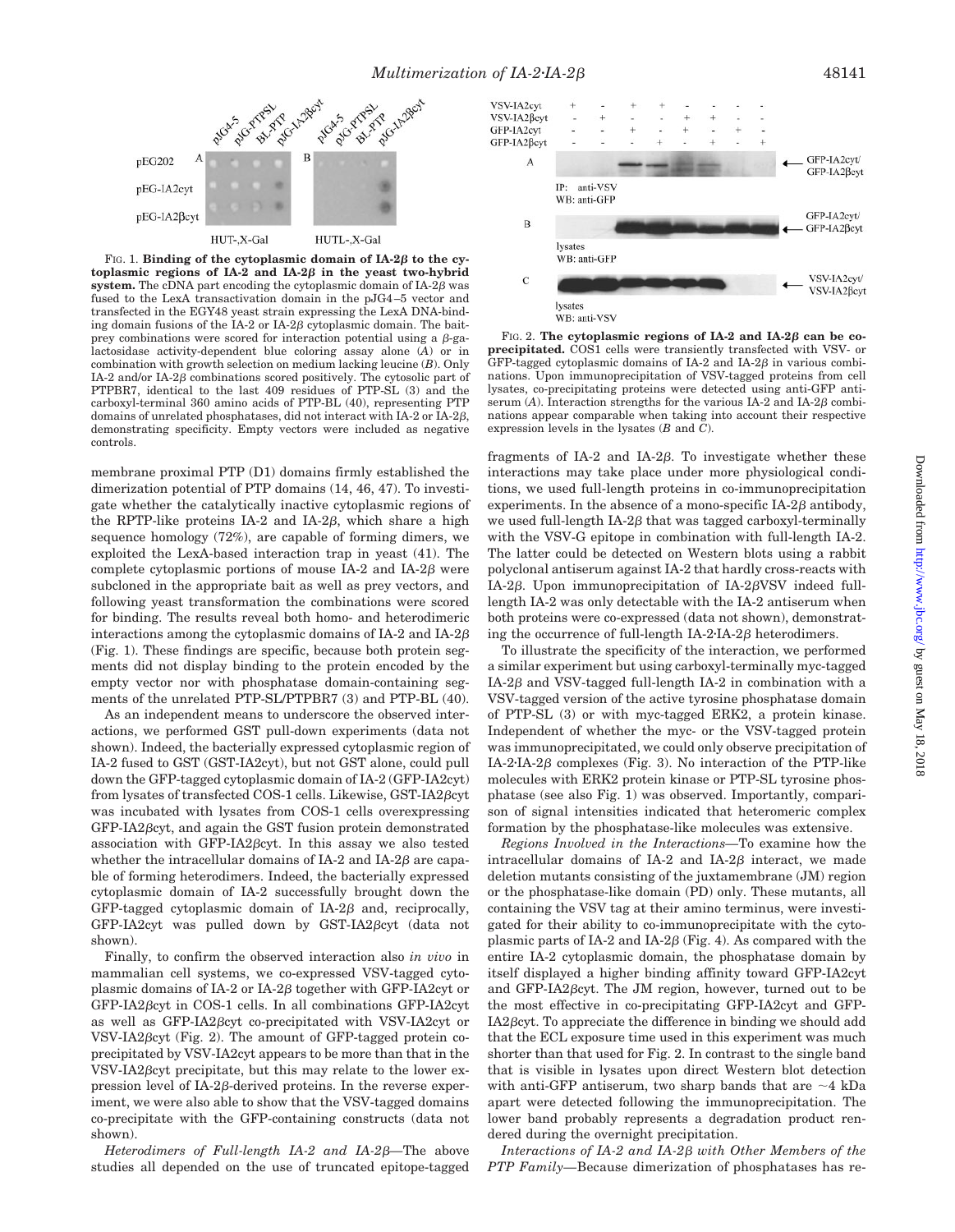pJG4-5 pJG-PTPSL BL-PTP pJG-IA2βcyt pJG4-5 pJG-PTPSL BL-PTP pJG-IA2βcyt

A B

pEG202

pEG-IA2cyt

pEG-IA2βcyt

HUT-,X-Gal HUTL-,X-Gal

FIG. 1. **Binding of the cytoplasmic domain of IA-2β to the cytoplasmic regions of IA-2 and IA-2β in the yeast two-hybrid system.** The cDNA part encoding the cytoplasmic domain of IA-2β was fused to the LexA transactivation domain in the pJG4–5 vector and transfected in the EGY48 yeast strain expressing the LexA DNA-binding domain fusions of the IA-2 or IA-2β cytoplasmic domain. The bait-prey combinations were scored for interaction potential using a β-galactosidase activity-dependent blue coloring assay alone (*A*) or in combination with growth selection on medium lacking leucine (*B*). Only IA-2 and/or IA-2β combinations scored positively. The cytosolic part of PTPBR7, identical to the last 409 residues of PTP-SL (3) and the carboxyl-terminal 360 amino acids of PTP-BL (40), representing PTP domains of unrelated phosphatases, did not interact with IA-2 or IA-2β, demonstrating specificity. Empty vectors were included as negative controls.

membrane proximal PTP (D1) domains firmly established the dimerization potential of PTP domains (14, 46, 47). To investigate whether the catalytically inactive cytoplasmic regions of the RPTP-like proteins IA-2 and IA-2β, which share a high sequence homology (72%), are capable of forming dimers, we exploited the LexA-based interaction trap in yeast (41). The complete cytoplasmic portions of mouse IA-2 and IA-2β were subcloned in the appropriate bait as well as prey vectors, and following yeast transformation the combinations were scored for binding. The results reveal both homo- and heterodimeric interactions among the cytoplasmic domains of IA-2 and IA-2β (Fig. 1). These findings are specific, because both protein segments did not display binding to the protein encoded by the empty vector nor with phosphatase domain-containing segments of the unrelated PTP-SL/PTPBR7 (3) and PTP-BL (40).

As an independent means to underscore the observed interactions, we performed GST pull-down experiments (data not shown). Indeed, the bacterially expressed cytoplasmic region of IA-2 fused to GST (GST-IA2cyt), but not GST alone, could pull down the GFP-tagged cytoplasmic domain of IA-2 (GFP-IA2cyt) from lysates of transfected COS-1 cells. Likewise, GST-IA2βcyt was incubated with lysates from COS-1 cells overexpressing GFP-IA2βcyt, and again the GST fusion protein demonstrated association with GFP-IA2βcyt. In this assay we also tested whether the intracellular domains of IA-2 and IA-2β are capable of forming heterodimers. Indeed, the bacterially expressed cytoplasmic domain of IA-2 successfully brought down the GFP-tagged cytoplasmic domain of IA-2β and, reciprocally, GFP-IA2cyt was pulled down by GST-IA2βcyt (data not shown).

Finally, to confirm the observed interaction also *in vivo* in mammalian cell systems, we co-expressed VSV-tagged cytoplasmic domains of IA-2 or IA-2β together with GFP-IA2cyt or GFP-IA2βcyt in COS-1 cells. In all combinations GFP-IA2cyt as well as GFP-IA2βcyt co-precipitated with VSV-IA2cyt or VSV-IA2βcyt (Fig. 2). The amount of GFP-tagged protein co-precipitated by VSV-IA2cyt appears to be more than that in the VSV-IA2βcyt precipitate, but this may relate to the lower expression level of IA-2β-derived proteins. In the reverse experiment, we were also able to show that the VSV-tagged domains co-precipitate with the GFP-containing constructs (data not shown).

*Heterodimers of Full-length IA-2 and IA-2β*—The above studies all depended on the use of truncated epitope-tagged

VSV-IA2cyt + - + + - - - -
VSV-IA2βcyt - + - - + + - -
GFP-IA2cyt - - + - + - + -
GFP-IA2βcyt - - - + - + - +

A — IP: anti-VSV, WB: anti-GFP — GFP-IA2cyt/GFP-IA2βcyt

B — lysates, WB: anti-GFP — GFP-IA2cyt/GFP-IA2βcyt

C — lysates, WB: anti-VSV — VSV-IA2cyt/VSV-IA2βcyt

FIG. 2. **The cytoplasmic regions of IA-2 and IA-2β can be co-precipitated.** COS1 cells were transiently transfected with VSV- or GFP-tagged cytoplasmic domains of IA-2 and IA-2β in various combinations. Upon immunoprecipitation of VSV-tagged proteins from cell lysates, co-precipitating proteins were detected using anti-GFP antiserum (*A*). Interaction strengths for the various IA-2 and IA-2β combinations appear comparable when taking into account their respective expression levels in the lysates (*B* and *C*).

fragments of IA-2 and IA-2β. To investigate whether these interactions may take place under more physiological conditions, we used full-length proteins in co-immunoprecipitation experiments. In the absence of a mono-specific IA-2β antibody, we used full-length IA-2β that was tagged carboxyl-terminally with the VSV-G epitope in combination with full-length IA-2. The latter could be detected on Western blots using a rabbit polyclonal antiserum against IA-2 that hardly cross-reacts with IA-2β. Upon immunoprecipitation of IA-2βVSV indeed full-length IA-2 was only detectable with the IA-2 antiserum when both proteins were co-expressed (data not shown), demonstrating the occurrence of full-length IA-2·IA-2β heterodimers.

To illustrate the specificity of the interaction, we performed a similar experiment but using carboxyl-terminally myc-tagged IA-2β and VSV-tagged full-length IA-2 in combination with a VSV-tagged version of the active tyrosine phosphatase domain of PTP-SL (3) or with myc-tagged ERK2, a protein kinase. Independent of whether the myc- or the VSV-tagged protein was immunoprecipitated, we could only observe precipitation of IA-2·IA-2β complexes (Fig. 3). No interaction of the PTP-like molecules with ERK2 protein kinase or PTP-SL tyrosine phosphatase (see also Fig. 1) was observed. Importantly, comparison of signal intensities indicated that heteromeric complex formation by the phosphatase-like molecules was extensive.

*Regions Involved in the Interactions*—To examine how the intracellular domains of IA-2 and IA-2β interact, we made deletion mutants consisting of the juxtamembrane (JM) region or the phosphatase-like domain (PD) only. These mutants, all containing the VSV tag at their amino terminus, were investigated for their ability to co-immunoprecipitate with the cytoplasmic parts of IA-2 and IA-2β (Fig. 4). As compared with the entire IA-2 cytoplasmic domain, the phosphatase domain by itself displayed a higher binding affinity toward GFP-IA2cyt and GFP-IA2βcyt. The JM region, however, turned out to be the most effective in co-precipitating GFP-IA2cyt and GFP-IA2βcyt. To appreciate the difference in binding we should add that the ECL exposure time used in this experiment was much shorter than that used for Fig. 2. In contrast to the single band that is visible in lysates upon direct Western blot detection with anti-GFP antiserum, two sharp bands that are ~4 kDa apart were detected following the immunoprecipitation. The lower band probably represents a degradation product rendered during the overnight precipitation.

*Interactions of IA-2 and IA-2β with Other Members of the PTP Family*—Because dimerization of phosphatases has re-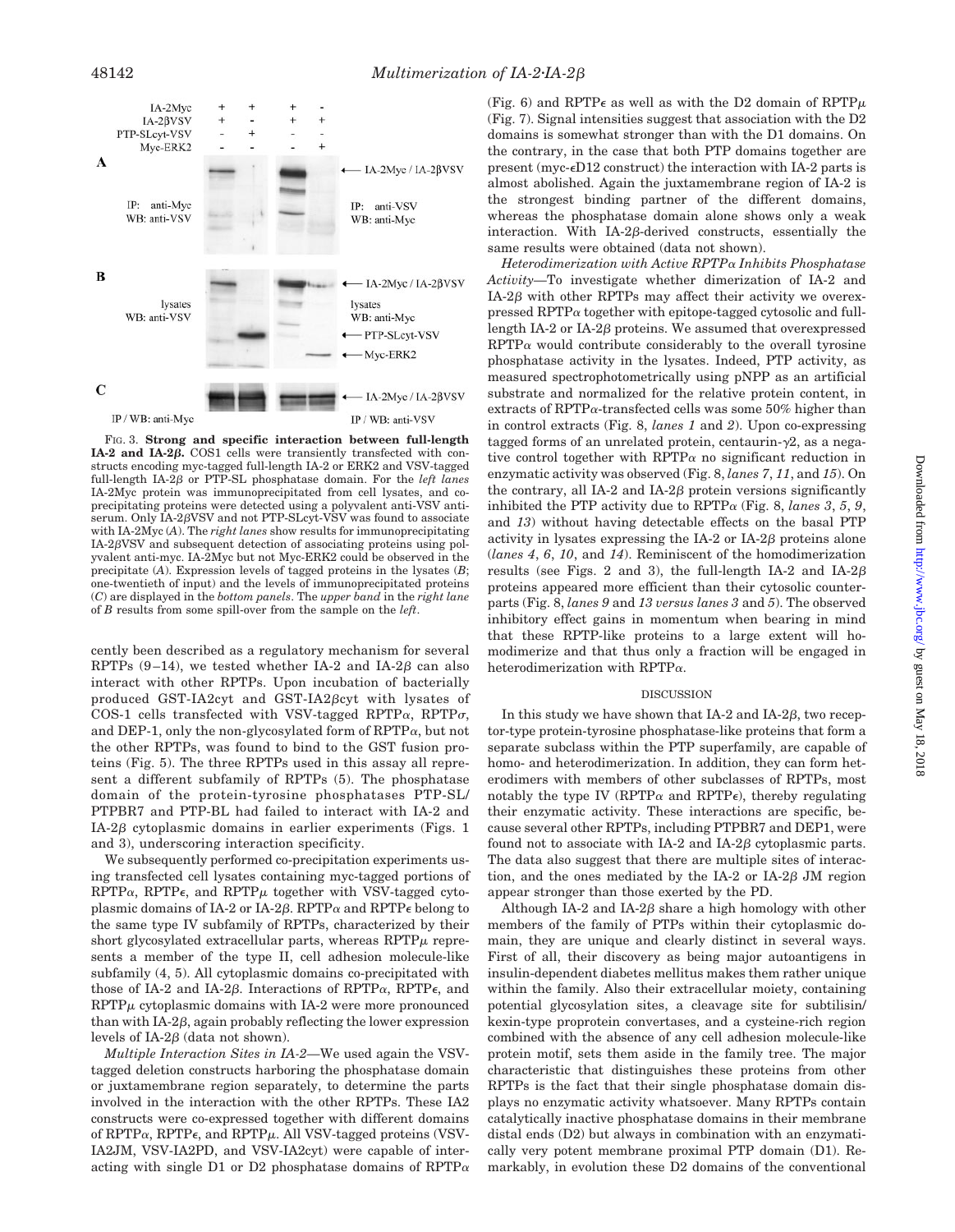IA-2Myc + + + -
IA-2βVSV + - + +
PTP-SLcyt-VSV - + - -
Myc-ERK2 - - - +

A

IP: anti-Myc
WB: anti-VSV

IP: anti-VSV
WB: anti-Myc

← IA-2Myc / IA-2βVSV

B

lysates
WB: anti-VSV

lysates
WB: anti-Myc

← IA-2Myc / IA-2βVSV
← PTP-SLcyt-VSV
← Myc-ERK2

C

← IA-2Myc / IA-2βVSV

IP / WB: anti-Myc

IP / WB: anti-VSV

FIG. 3. **Strong and specific interaction between full-length IA-2 and IA-2β.** COS1 cells were transiently transfected with constructs encoding myc-tagged full-length IA-2 or ERK2 and VSV-tagged full-length IA-2β or PTP-SL phosphatase domain. For the *left lanes* IA-2Myc protein was immunoprecipitated from cell lysates, and co-precipitating proteins were detected using a polyvalent anti-VSV antiserum. Only IA-2βVSV and not PTP-SLcyt-VSV was found to associate with IA-2Myc (*A*). The *right lanes* show results for immunoprecipitating IA-2βVSV and subsequent detection of associating proteins using polyvalent anti-myc. IA-2Myc but not Myc-ERK2 could be observed in the precipitate (*A*). Expression levels of tagged proteins in the lysates (*B*; one-twentieth of input) and the levels of immunoprecipitated proteins (*C*) are displayed in the *bottom panels*. The *upper band* in the *right lane* of *B* results from some spill-over from the sample on the *left*.

cently been described as a regulatory mechanism for several RPTPs (9–14), we tested whether IA-2 and IA-2β can also interact with other RPTPs. Upon incubation of bacterially produced GST-IA2cyt and GST-IA2βcyt with lysates of COS-1 cells transfected with VSV-tagged RPTPα, RPTPσ, and DEP-1, only the non-glycosylated form of RPTPα, but not the other RPTPs, was found to bind to the GST fusion proteins (Fig. 5). The three RPTPs used in this assay all represent a different subfamily of RPTPs (5). The phosphatase domain of the protein-tyrosine phosphatases PTP-SL/PTPBR7 and PTP-BL had failed to interact with IA-2 and IA-2β cytoplasmic domains in earlier experiments (Figs. 1 and 3), underscoring interaction specificity.

We subsequently performed co-precipitation experiments using transfected cell lysates containing myc-tagged portions of RPTPα, RPTPε, and RPTPμ together with VSV-tagged cytoplasmic domains of IA-2 or IA-2β. RPTPα and RPTPε belong to the same type IV subfamily of RPTPs, characterized by their short glycosylated extracellular parts, whereas RPTPμ represents a member of the type II, cell adhesion molecule-like subfamily (4, 5). All cytoplasmic domains co-precipitated with those of IA-2 and IA-2β. Interactions of RPTPα, RPTPε, and RPTPμ cytoplasmic domains with IA-2 were more pronounced than with IA-2β, again probably reflecting the lower expression levels of IA-2β (data not shown).

*Multiple Interaction Sites in IA-2*—We used again the VSV-tagged deletion constructs harboring the phosphatase domain or juxtamembrane region separately, to determine the parts involved in the interaction with the other RPTPs. These IA2 constructs were co-expressed together with different domains of RPTPα, RPTPε, and RPTPμ. All VSV-tagged proteins (VSV-IA2JM, VSV-IA2PD, and VSV-IA2cyt) were capable of interacting with single D1 or D2 phosphatase domains of RPTPα (Fig. 6) and RPTPε as well as with the D2 domain of RPTPμ (Fig. 7). Signal intensities suggest that association with the D2 domains is somewhat stronger than with the D1 domains. On the contrary, in the case that both PTP domains together are present (myc-εD12 construct) the interaction with IA-2 parts is almost abolished. Again the juxtamembrane region of IA-2 is the strongest binding partner of the different domains, whereas the phosphatase domain alone shows only a weak interaction. With IA-2β-derived constructs, essentially the same results were obtained (data not shown).

*Heterodimerization with Active RPTPα Inhibits Phosphatase Activity*—To investigate whether dimerization of IA-2 and IA-2β with other RPTPs may affect their activity we overexpressed RPTPα together with epitope-tagged cytosolic and full-length IA-2 or IA-2β proteins. We assumed that overexpressed RPTPα would contribute considerably to the overall tyrosine phosphatase activity in the lysates. Indeed, PTP activity, as measured spectrophotometrically using pNPP as an artificial substrate and normalized for the relative protein content, in extracts of RPTPα-transfected cells was some 50% higher than in control extracts (Fig. 8, *lanes 1* and *2*). Upon co-expressing tagged forms of an unrelated protein, centaurin-γ2, as a negative control together with RPTPα no significant reduction in enzymatic activity was observed (Fig. 8, *lanes 7*, *11*, and *15*). On the contrary, all IA-2 and IA-2β protein versions significantly inhibited the PTP activity due to RPTPα (Fig. 8, *lanes 3*, *5*, *9*, and *13*) without having detectable effects on the basal PTP activity in lysates expressing the IA-2 or IA-2β proteins alone (*lanes 4*, *6*, *10*, and *14*). Reminiscent of the homodimerization results (see Figs. 2 and 3), the full-length IA-2 and IA-2β proteins appeared more efficient than their cytosolic counterparts (Fig. 8, *lanes 9* and *13 versus lanes 3* and *5*). The observed inhibitory effect gains in momentum when bearing in mind that these RPTP-like proteins to a large extent will homodimerize and that thus only a fraction will be engaged in heterodimerization with RPTPα.

## DISCUSSION

In this study we have shown that IA-2 and IA-2β, two receptor-type protein-tyrosine phosphatase-like proteins that form a separate subclass within the PTP superfamily, are capable of homo- and heterodimerization. In addition, they can form heterodimers with members of other subclasses of RPTPs, most notably the type IV (RPTPα and RPTPε), thereby regulating their enzymatic activity. These interactions are specific, because several other RPTPs, including PTPBR7 and DEP1, were found not to associate with IA-2 and IA-2β cytoplasmic parts. The data also suggest that there are multiple sites of interaction, and the ones mediated by the IA-2 or IA-2β JM region appear stronger than those exerted by the PD.

Although IA-2 and IA-2β share a high homology with other members of the family of PTPs within their cytoplasmic domain, they are unique and clearly distinct in several ways. First of all, their discovery as being major autoantigens in insulin-dependent diabetes mellitus makes them rather unique within the family. Also their extracellular moiety, containing potential glycosylation sites, a cleavage site for subtilisin/kexin-type proprotein convertases, and a cysteine-rich region combined with the absence of any cell adhesion molecule-like protein motif, sets them aside in the family tree. The major characteristic that distinguishes these proteins from other RPTPs is the fact that their single phosphatase domain displays no enzymatic activity whatsoever. Many RPTPs contain catalytically inactive phosphatase domains in their membrane distal ends (D2) but always in combination with an enzymatically very potent membrane proximal PTP domain (D1). Remarkably, in evolution these D2 domains of the conventional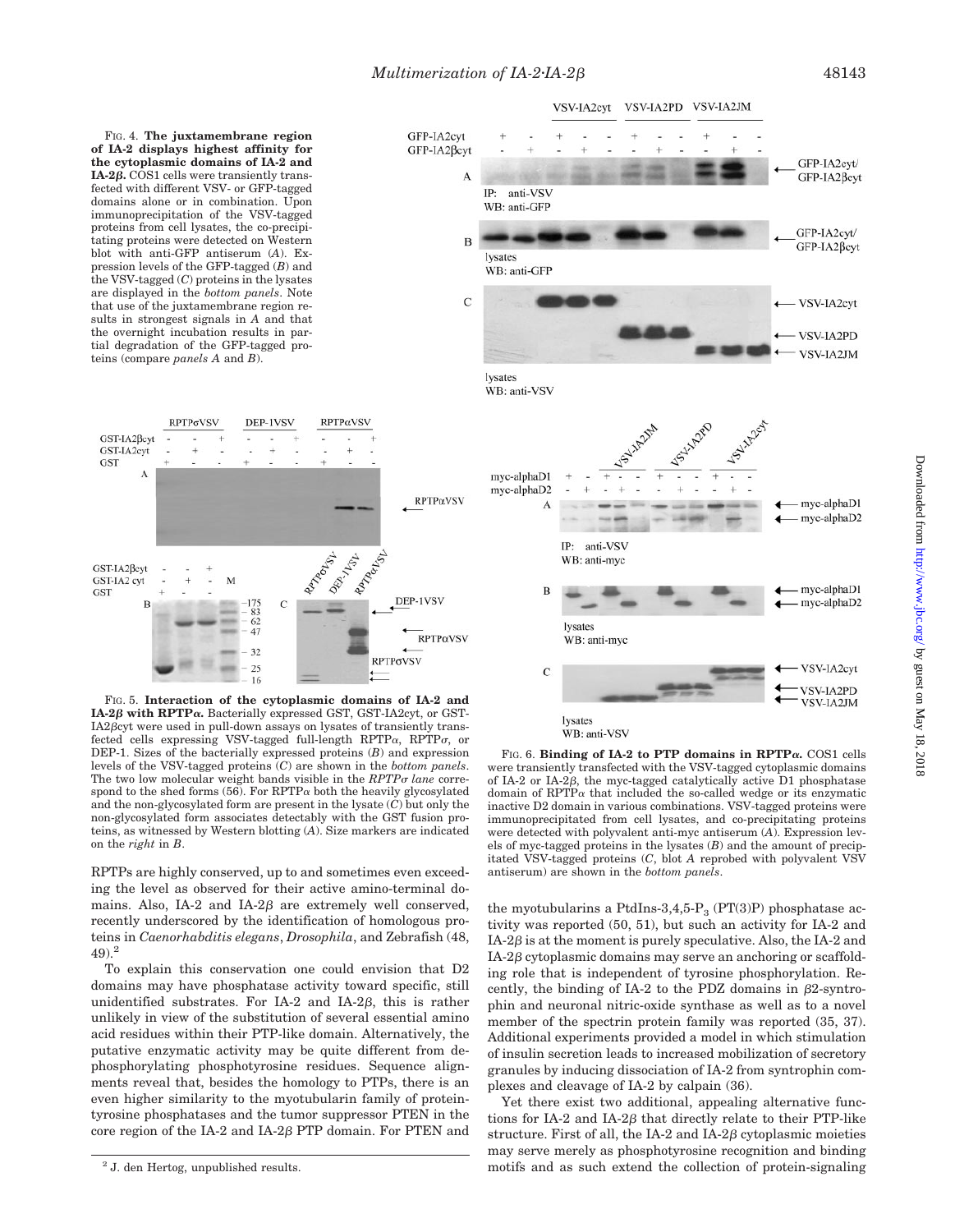FIG. 4. **The juxtamembrane region of IA-2 displays highest affinity for the cytoplasmic domains of IA-2 and IA-2β.** COS1 cells were transiently transfected with different VSV- or GFP-tagged domains alone or in combination. Upon immunoprecipitation of the VSV-tagged proteins from cell lysates, the co-precipitating proteins were detected on Western blot with anti-GFP antiserum (*A*). Expression levels of the GFP-tagged (*B*) and the VSV-tagged (*C*) proteins in the lysates are displayed in the *bottom panels*. Note that use of the juxtamembrane region results in strongest signals in *A* and that the overnight incubation results in partial degradation of the GFP-tagged proteins (compare *panels A* and *B*).

VSV-IA2cyt
VSV-IA2PD
VSV-IA2JM
GFP-IA2cyt
GFP-IA2βcyt
A
IP: anti-VSV
WB: anti-GFP
GFP-IA2cyt/
GFP-IA2βcyt
B
lysates
WB: anti-GFP
GFP-IA2cyt/
GFP-IA2βcyt
C
VSV-IA2cyt
VSV-IA2PD
VSV-IA2JM
lysates
WB: anti-VSV

RPTPσVSV
DEP-1VSV
RPTPαVSV
GST-IA2βcyt
GST-IA2cyt
GST
A
RPTPαVSV
GST-IA2βcyt
GST-IA2 cyt
GST
M
B
-175
- 83
- 62
- 47
- 32
- 25
- 16
C
RPTPσVSV
DEP-1VSV
RPTPαVSV
DEP-1VSV
RPTPαVSV
RPTPσVSV

FIG. 5. **Interaction of the cytoplasmic domains of IA-2 and IA-2β with RPTPα.** Bacterially expressed GST, GST-IA2cyt, or GST-IA2βcyt were used in pull-down assays on lysates of transiently transfected cells expressing VSV-tagged full-length RPTPα, RPTPσ, or DEP-1. Sizes of the bacterially expressed proteins (*B*) and expression levels of the VSV-tagged proteins (*C*) are shown in the *bottom panels*. The two low molecular weight bands visible in the *RPTPσ lane* correspond to the shed forms (56). For RPTPα both the heavily glycosylated and the non-glycosylated form are present in the lysate (*C*) but only the non-glycosylated form associates detectably with the GST fusion proteins, as witnessed by Western blotting (*A*). Size markers are indicated on the *right* in *B*.

VSV-IA2JM
VSV-IA2PD
VSV-IA2cyt
myc-alphaD1
myc-alphaD2
A
myc-alphaD1
myc-alphaD2
IP: anti-VSV
WB: anti-myc
B
myc-alphaD1
myc-alphaD2
lysates
WB: anti-myc
C
VSV-IA2cyt
VSV-IA2PD
VSV-IA2JM
lysates
WB: anti-VSV

FIG. 6. **Binding of IA-2 to PTP domains in RPTPα.** COS1 cells were transiently transfected with the VSV-tagged cytoplasmic domains of IA-2 or IA-2β, the myc-tagged catalytically active D1 phosphatase domain of RPTPα that included the so-called wedge or its enzymatic inactive D2 domain in various combinations. VSV-tagged proteins were immunoprecipitated from cell lysates, and co-precipitating proteins were detected with polyvalent anti-myc antiserum (*A*). Expression levels of myc-tagged proteins in the lysates (*B*) and the amount of precipitated VSV-tagged proteins (*C*, blot *A* reprobed with polyvalent VSV antiserum) are shown in the *bottom panels*.

RPTPs are highly conserved, up to and sometimes even exceeding the level as observed for their active amino-terminal domains. Also, IA-2 and IA-2β are extremely well conserved, recently underscored by the identification of homologous proteins in *Caenorhabditis elegans*, *Drosophila*, and Zebrafish (48, 49).[2]

To explain this conservation one could envision that D2 domains may have phosphatase activity toward specific, still unidentified substrates. For IA-2 and IA-2β, this is rather unlikely in view of the substitution of several essential amino acid residues within their PTP-like domain. Alternatively, the putative enzymatic activity may be quite different from dephosphorylating phosphotyrosine residues. Sequence alignments reveal that, besides the homology to PTPs, there is an even higher similarity to the myotubularin family of protein-tyrosine phosphatases and the tumor suppressor PTEN in the core region of the IA-2 and IA-2β PTP domain. For PTEN and the myotubularins a PtdIns-3,4,5-$P_3$ (PT(3)P) phosphatase activity was reported (50, 51), but such an activity for IA-2 and IA-2β is at the moment is purely speculative. Also, the IA-2 and IA-2β cytoplasmic domains may serve an anchoring or scaffolding role that is independent of tyrosine phosphorylation. Recently, the binding of IA-2 to the PDZ domains in β2-syntrophin and neuronal nitric-oxide synthase as well as to a novel member of the spectrin protein family was reported (35, 37). Additional experiments provided a model in which stimulation of insulin secretion leads to increased mobilization of secretory granules by inducing dissociation of IA-2 from syntrophin complexes and cleavage of IA-2 by calpain (36).

Yet there exist two additional, appealing alternative functions for IA-2 and IA-2β that directly relate to their PTP-like structure. First of all, the IA-2 and IA-2β cytoplasmic moieties may serve merely as phosphotyrosine recognition and binding motifs and as such extend the collection of protein-signaling

[2] J. den Hertog, unpublished results.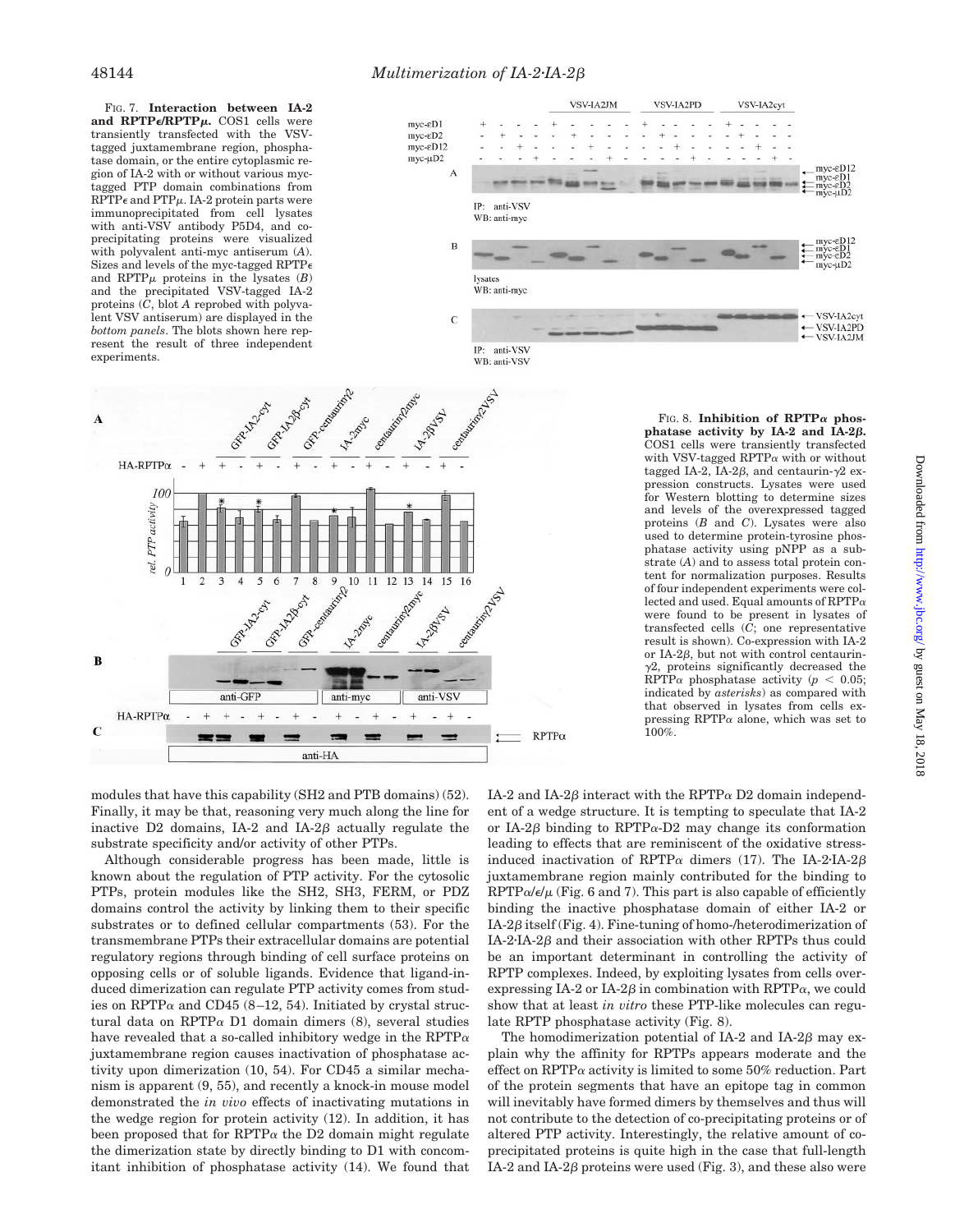FIG. 7. **Interaction between IA-2 and RPTPε/RPTPμ.** COS1 cells were transiently transfected with the VSV-tagged juxtamembrane region, phosphatase domain, or the entire cytoplasmic region of IA-2 with or without various myc-tagged PTP domain combinations from RPTPε and PTPμ. IA-2 protein parts were immunoprecipitated from cell lysates with anti-VSV antibody P5D4, and co-precipitating proteins were visualized with polyvalent anti-myc antiserum (*A*). Sizes and levels of the myc-tagged RPTPε and RPTPμ proteins in the lysates (*B*) and the precipitated VSV-tagged IA-2 proteins (*C*, blot *A* reprobed with polyvalent VSV antiserum) are displayed in the *bottom panels*. The blots shown here represent the result of three independent experiments.

VSV-IA2JM
VSV-IA2PD
VSV-IA2cyt
myc-εD1
myc-εD2
myc-εD12
myc-μD2
A
IP: anti-VSV
WB: anti-myc
B
lysates
WB: anti-myc
C
IP: anti-VSV
WB: anti-VSV

FIG. 8. **Inhibition of RPTPα phosphatase activity by IA-2 and IA-2β.** COS1 cells were transiently transfected with VSV-tagged RPTPα with or without tagged IA-2, IA-2β, and centaurin-γ2 expression constructs. Lysates were used for Western blotting to determine sizes and levels of the overexpressed tagged proteins (*B* and *C*). Lysates were also used to determine protein-tyrosine phosphatase activity using pNPP as a substrate (*A*) and to assess total protein content for normalization purposes. Results of four independent experiments were collected and used. Equal amounts of RPTPα were found to be present in lysates of transfected cells (*C*; one representative result is shown). Co-expression with IA-2 or IA-2β, but not with control centaurin-γ2, proteins significantly decreased the RPTPα phosphatase activity ($p < 0.05$; indicated by *asterisks*) as compared with that observed in lysates from cells expressing RPTPα alone, which was set to 100%.

A
GFP-IA2-cyt
GFP-IA2β-cyt
GFP-centaurinγ2
IA-2myc
centaurinγ2myc
IA-2βVSV
centaurinγ2VSV
HA-RPTPα
rel. PTP activity
100
0
1 2 3 4 5 6 7 8 9 10 11 12 13 14 15 16
B
anti-GFP
anti-myc
anti-VSV
HA-RPTPα
C
RPTPα
anti-HA

modules that have this capability (SH2 and PTB domains) (52). Finally, it may be that, reasoning very much along the line for inactive D2 domains, IA-2 and IA-2β actually regulate the substrate specificity and/or activity of other PTPs.

Although considerable progress has been made, little is known about the regulation of PTP activity. For the cytosolic PTPs, protein modules like the SH2, SH3, FERM, or PDZ domains control the activity by linking them to their specific substrates or to defined cellular compartments (53). For the transmembrane PTPs their extracellular domains are potential regulatory regions through binding of cell surface proteins on opposing cells or of soluble ligands. Evidence that ligand-induced dimerization can regulate PTP activity comes from studies on RPTPα and CD45 (8–12, 54). Initiated by crystal structural data on RPTPα D1 domain dimers (8), several studies have revealed that a so-called inhibitory wedge in the RPTPα juxtamembrane region causes inactivation of phosphatase activity upon dimerization (10, 54). For CD45 a similar mechanism is apparent (9, 55), and recently a knock-in mouse model demonstrated the *in vivo* effects of inactivating mutations in the wedge region for protein activity (12). In addition, it has been proposed that for RPTPα the D2 domain might regulate the dimerization state by directly binding to D1 with concomitant inhibition of phosphatase activity (14). We found that IA-2 and IA-2β interact with the RPTPα D2 domain independent of a wedge structure. It is tempting to speculate that IA-2 or IA-2β binding to RPTPα-D2 may change its conformation leading to effects that are reminiscent of the oxidative stress-induced inactivation of RPTPα dimers (17). The IA-2·IA-2β juxtamembrane region mainly contributed for the binding to RPTPα/ε/μ (Fig. 6 and 7). This part is also capable of efficiently binding the inactive phosphatase domain of either IA-2 or IA-2β itself (Fig. 4). Fine-tuning of homo-/heterodimerization of IA-2·IA-2β and their association with other RPTPs thus could be an important determinant in controlling the activity of RPTP complexes. Indeed, by exploiting lysates from cells overexpressing IA-2 or IA-2β in combination with RPTPα, we could show that at least *in vitro* these PTP-like molecules can regulate RPTP phosphatase activity (Fig. 8).

The homodimerization potential of IA-2 and IA-2β may explain why the affinity for RPTPs appears moderate and the effect on RPTPα activity is limited to some 50% reduction. Part of the protein segments that have an epitope tag in common will inevitably have formed dimers by themselves and thus will not contribute to the detection of co-precipitating proteins or of altered PTP activity. Interestingly, the relative amount of co-precipitated proteins is quite high in the case that full-length IA-2 and IA-2β proteins were used (Fig. 3), and these also were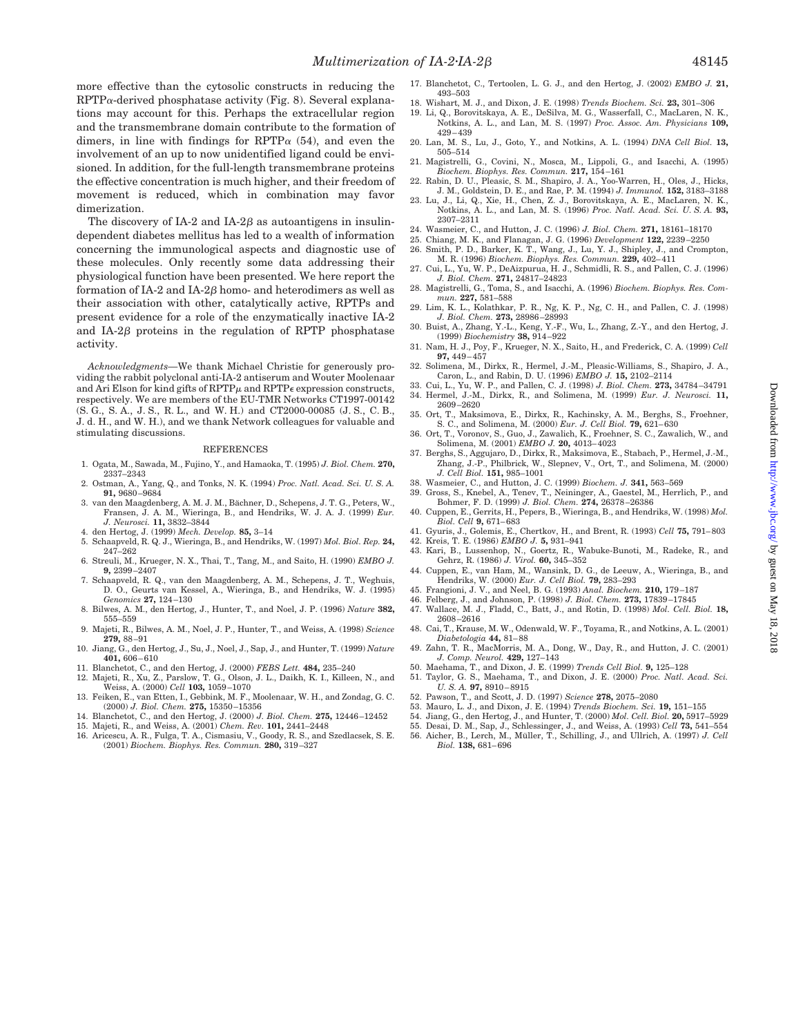more effective than the cytosolic constructs in reducing the RPTP$\alpha$-derived phosphatase activity (Fig. 8). Several explanations may account for this. Perhaps the extracellular region and the transmembrane domain contribute to the formation of dimers, in line with findings for RPTP$\alpha$ (54), and even the involvement of an up to now unidentified ligand could be envisioned. In addition, for the full-length transmembrane proteins the effective concentration is much higher, and their freedom of movement is reduced, which in combination may favor dimerization.

The discovery of IA-2 and IA-2$\beta$ as autoantigens in insulin-dependent diabetes mellitus has led to a wealth of information concerning the immunological aspects and diagnostic use of these molecules. Only recently some data addressing their physiological function have been presented. We here report the formation of IA-2 and IA-2$\beta$ homo- and heterodimers as well as their association with other, catalytically active, RPTPs and present evidence for a role of the enzymatically inactive IA-2 and IA-2$\beta$ proteins in the regulation of RPTP phosphatase activity.

*Acknowledgments*—We thank Michael Christie for generously providing the rabbit polyclonal anti-IA-2 antiserum and Wouter Moolenaar and Ari Elson for kind gifts of RPTP$\mu$ and RPTP$\epsilon$ expression constructs, respectively. We are members of the EU-TMR Networks CT1997-00142 (S. G., S. A., J. S., R. L., and W. H.) and CT2000-00085 (J. S., C. B., J. d. H., and W. H.), and we thank Network colleagues for valuable and stimulating discussions.

## REFERENCES

1. Ogata, M., Sawada, M., Fujino, Y., and Hamaoka, T. (1995) *J. Biol. Chem.* **270,** 2337–2343
2. Ostman, A., Yang, Q., and Tonks, N. K. (1994) *Proc. Natl. Acad. Sci. U. S. A.* **91,** 9680–9684
3. van den Maagdenberg, A. M. J. M., Bächner, D., Schepens, J. T. G., Peters, W., Fransen, J. A. M., Wieringa, B., and Hendriks, W. J. A. J. (1999) *Eur. J. Neurosci.* **11,** 3832–3844
4. den Hertog, J. (1999) *Mech. Develop.* **85,** 3–14
5. Schaapveld, R. Q. J., Wieringa, B., and Hendriks, W. (1997) *Mol. Biol. Rep.* **24,** 247–262
6. Streuli, M., Krueger, N. X., Thai, T., Tang, M., and Saito, H. (1990) *EMBO J.* **9,** 2399–2407
7. Schaapveld, R. Q., van den Maagdenberg, A. M., Schepens, J. T., Weghuis, D. O., Geurts van Kessel, A., Wieringa, B., and Hendriks, W. J. (1995) *Genomics* **27,** 124–130
8. Bilwes, A. M., den Hertog, J., Hunter, T., and Noel, J. P. (1996) *Nature* **382,** 555–559
9. Majeti, R., Bilwes, A. M., Noel, J. P., Hunter, T., and Weiss, A. (1998) *Science* **279,** 88–91
10. Jiang, G., den Hertog, J., Su, J., Noel, J., Sap, J., and Hunter, T. (1999) *Nature* **401,** 606–610
11. Blanchetot, C., and den Hertog, J. (2000) *FEBS Lett.* **484,** 235–240
12. Majeti, R., Xu, Z., Parslow, T. G., Olson, J. L., Daikh, K. I., Killeen, N., and Weiss, A. (2000) *Cell* **103,** 1059–1070
13. Feiken, E., van Etten, I., Gebbink, M. F., Moolenaar, W. H., and Zondag, G. C. (2000) *J. Biol. Chem.* **275,** 15350–15356
14. Blanchetot, C., and den Hertog, J. (2000) *J. Biol. Chem.* **275,** 12446–12452
15. Majeti, R., and Weiss, A. (2001) *Chem. Rev.* **101,** 2441–2448
16. Aricescu, A. R., Fulga, T. A., Cismasiu, V., Goody, R. S., and Szedlacsek, S. E. (2001) *Biochem. Biophys. Res. Commun.* **280,** 319–327
17. Blanchetot, C., Tertoolen, L. G. J., and den Hertog, J. (2002) *EMBO J.* **21,** 493–503
18. Wishart, M. J., and Dixon, J. E. (1998) *Trends Biochem. Sci.* **23,** 301–306
19. Li, Q., Borovitskaya, A. E., DeSilva, M. G., Wasserfall, C., MacLaren, N. K., Notkins, A. L., and Lan, M. S. (1997) *Proc. Assoc. Am. Physicians* **109,** 429–439
20. Lan, M. S., Lu, J., Goto, Y., and Notkins, A. L. (1994) *DNA Cell Biol.* **13,** 505–514
21. Magistrelli, G., Covini, N., Mosca, M., Lippoli, G., and Isacchi, A. (1995) *Biochem. Biophys. Res. Commun.* **217,** 154–161
22. Rabin, D. U., Pleasic, S. M., Shapiro, J. A., Yoo-Warren, H., Oles, J., Hicks, J. M., Goldstein, D. E., and Rae, P. M. (1994) *J. Immunol.* **152,** 3183–3188
23. Lu, J., Li, Q., Xie, H., Chen, Z. J., Borovitskaya, A. E., MacLaren, N. K., Notkins, A. L., and Lan, M. S. (1996) *Proc. Natl. Acad. Sci. U. S. A.* **93,** 2307–2311
24. Wasmeier, C., and Hutton, J. C. (1996) *J. Biol. Chem.* **271,** 18161–18170
25. Chiang, M. K., and Flanagan, J. G. (1996) *Development* **122,** 2239–2250
26. Smith, P. D., Barker, K. T., Wang, J., Lu, Y. J., Shipley, J., and Crompton, M. R. (1996) *Biochem. Biophys. Res. Commun.* **229,** 402–411
27. Cui, L., Yu, W. P., DeAizpurua, H. J., Schmidli, R. S., and Pallen, C. J. (1996) *J. Biol. Chem.* **271,** 24817–24823
28. Magistrelli, G., Toma, S., and Isacchi, A. (1996) *Biochem. Biophys. Res. Commun.* **227,** 581–588
29. Lim, K. L., Kolathkar, P. R., Ng, K. P., Ng, C. H., and Pallen, C. J. (1998) *J. Biol. Chem.* **273,** 28986–28993
30. Buist, A., Zhang, Y.-L., Keng, Y.-F., Wu, L., Zhang, Z.-Y., and den Hertog, J. (1999) *Biochemistry* **38,** 914–922
31. Nam, H. J., Poy, F., Krueger, N. X., Saito, H., and Frederick, C. A. (1999) *Cell* **97,** 449–457
32. Solimena, M., Dirkx, R., Hermel, J.-M., Pleasic-Williams, S., Shapiro, J. A., Caron, L., and Rabin, D. U. (1996) *EMBO J.* **15,** 2102–2114
33. Cui, L., Yu, W. P., and Pallen, C. J. (1998) *J. Biol. Chem.* **273,** 34784–34791
34. Hermel, J.-M., Dirkx, R., and Solimena, M. (1999) *Eur. J. Neurosci.* **11,** 2609–2620
35. Ort, T., Maksimova, E., Dirkx, R., Kachinsky, A. M., Berghs, S., Froehner, S. C., and Solimena, M. (2000) *Eur. J. Cell Biol.* **79,** 621–630
36. Ort, T., Voronov, S., Guo, J., Zawalich, K., Froehner, S. C., Zawalich, W., and Solimena, M. (2001) *EMBO J.* **20,** 4013–4023
37. Berghs, S., Aggujaro, D., Dirkx, R., Maksimova, E., Stabach, P., Hermel, J.-M., Zhang, J.-P., Philbrick, W., Slepnev, V., Ort, T., and Solimena, M. (2000) *J. Cell Biol.* **151,** 985–1001
38. Wasmeier, C., and Hutton, J. C. (1999) *Biochem. J.* **341,** 563–569
39. Gross, S., Knebel, A., Tenev, T., Neininger, A., Gaestel, M., Herrlich, P., and Bohmer, F. D. (1999) *J. Biol. Chem.* **274,** 26378–26386
40. Cuppen, E., Gerrits, H., Pepers, B., Wieringa, B., and Hendriks, W. (1998) *Mol. Biol. Cell* **9,** 671–683
41. Gyuris, J., Golemis, E., Chertkov, H., and Brent, R. (1993) *Cell* **75,** 791–803
42. Kreis, T. E. (1986) *EMBO J.* **5,** 931–941
43. Kari, B., Lussenhop, N., Goertz, R., Wabuke-Bunoti, M., Radeke, R., and Gehrz, R. (1986) *J. Virol.* **60,** 345–352
44. Cuppen, E., van Ham, M., Wansink, D. G., de Leeuw, A., Wieringa, B., and Hendriks, W. (2000) *Eur. J. Cell Biol.* **79,** 283–293
45. Frangioni, J. V., and Neel, B. G. (1993) *Anal. Biochem.* **210,** 179–187
46. Felberg, J., and Johnson, P. (1998) *J. Biol. Chem.* **273,** 17839–17845
47. Wallace, M. J., Fladd, C., Batt, J., and Rotin, D. (1998) *Mol. Cell. Biol.* **18,** 2608–2616
48. Cai, T., Krause, M. W., Odenwald, W. F., Toyama, R., and Notkins, A. L. (2001) *Diabetologia* **44,** 81–88
49. Zahn, T. R., MacMorris, M. A., Dong, W., Day, R., and Hutton, J. C. (2001) *J. Comp. Neurol.* **429,** 127–143
50. Maehama, T., and Dixon, J. E. (1999) *Trends Cell Biol.* **9,** 125–128
51. Taylor, G. S., Maehama, T., and Dixon, J. E. (2000) *Proc. Natl. Acad. Sci. U. S. A.* **97,** 8910–8915
52. Pawson, T., and Scott, J. D. (1997) *Science* **278,** 2075–2080
53. Mauro, L. J., and Dixon, J. E. (1994) *Trends Biochem. Sci.* **19,** 151–155
54. Jiang, G., den Hertog, J., and Hunter, T. (2000) *Mol. Cell. Biol.* **20,** 5917–5929
55. Desai, D. M., Sap, J., Schlessinger, J., and Weiss, A. (1993) *Cell* **73,** 541–554
56. Aicher, B., Lerch, M., Müller, T., Schilling, J., and Ullrich, A. (1997) *J. Cell Biol.* **138,** 681–696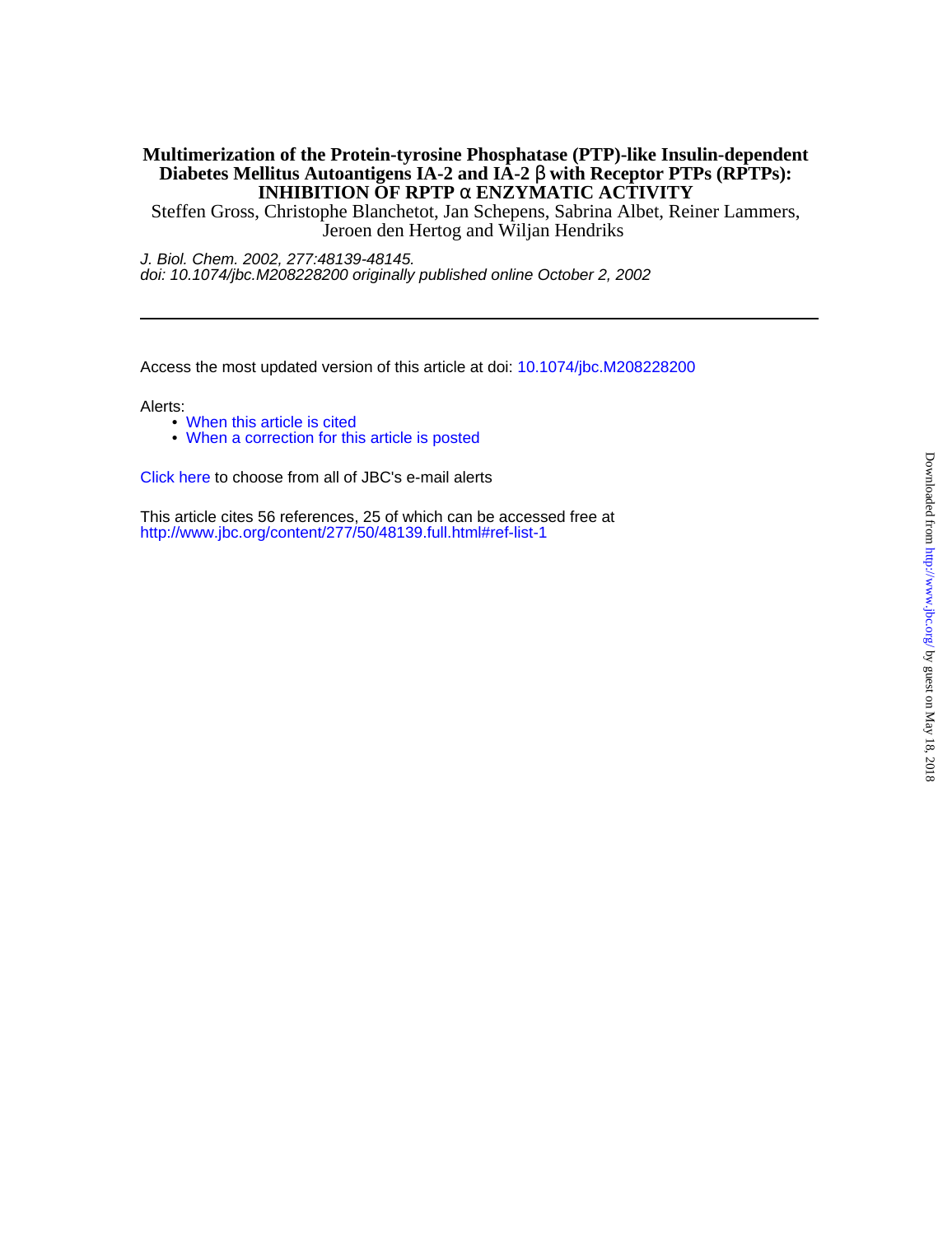**Multimerization of the Protein-tyrosine Phosphatase (PTP)-like Insulin-dependent Diabetes Mellitus Autoantigens IA-2 and IA-2 β with Receptor PTPs (RPTPs): INHIBITION OF RPTP α ENZYMATIC ACTIVITY**

Steffen Gross, Christophe Blanchetot, Jan Schepens, Sabrina Albet, Reiner Lammers, Jeroen den Hertog and Wiljan Hendriks

*J. Biol. Chem. 2002, 277:48139-48145.*
*doi: 10.1074/jbc.M208228200 originally published online October 2, 2002*

---

Access the most updated version of this article at doi: 10.1074/jbc.M208228200

Alerts:

- When this article is cited
- When a correction for this article is posted

Click here to choose from all of JBC's e-mail alerts

This article cites 56 references, 25 of which can be accessed free at
http://www.jbc.org/content/277/50/48139.full.html#ref-list-1

Downloaded from http://www.jbc.org/ by guest on May 18, 2018